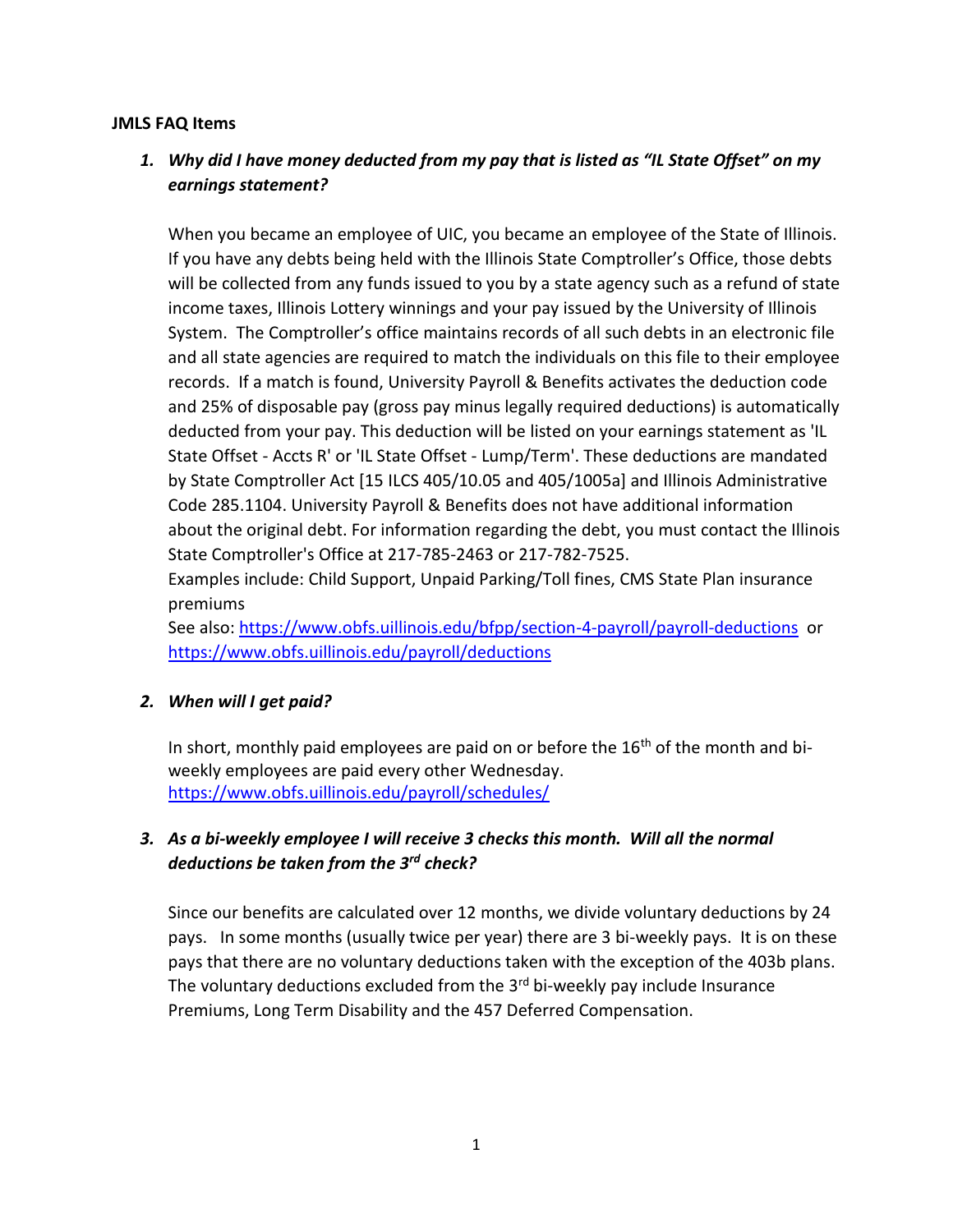**JMLS FAQ Items**

1. ***Why did I have money deducted from my pay that is listed as "IL State Offset" on my earnings statement?***

   When you became an employee of UIC, you became an employee of the State of Illinois. If you have any debts being held with the Illinois State Comptroller's Office, those debts will be collected from any funds issued to you by a state agency such as a refund of state income taxes, Illinois Lottery winnings and your pay issued by the University of Illinois System. The Comptroller's office maintains records of all such debts in an electronic file and all state agencies are required to match the individuals on this file to their employee records. If a match is found, University Payroll & Benefits activates the deduction code and 25% of disposable pay (gross pay minus legally required deductions) is automatically deducted from your pay. This deduction will be listed on your earnings statement as 'IL State Offset - Accts R' or 'IL State Offset - Lump/Term'. These deductions are mandated by State Comptroller Act [15 ILCS 405/10.05 and 405/1005a] and Illinois Administrative Code 285.1104. University Payroll & Benefits does not have additional information about the original debt. For information regarding the debt, you must contact the Illinois State Comptroller's Office at 217-785-2463 or 217-782-7525.
   Examples include: Child Support, Unpaid Parking/Toll fines, CMS State Plan insurance premiums
   See also: https://www.obfs.uillinois.edu/bfpp/section-4-payroll/payroll-deductions or https://www.obfs.uillinois.edu/payroll/deductions

2. ***When will I get paid?***

   In short, monthly paid employees are paid on or before the 16th of the month and bi-weekly employees are paid every other Wednesday.
   https://www.obfs.uillinois.edu/payroll/schedules/

3. ***As a bi-weekly employee I will receive 3 checks this month. Will all the normal deductions be taken from the 3rd check?***

   Since our benefits are calculated over 12 months, we divide voluntary deductions by 24 pays. In some months (usually twice per year) there are 3 bi-weekly pays. It is on these pays that there are no voluntary deductions taken with the exception of the 403b plans. The voluntary deductions excluded from the 3rd bi-weekly pay include Insurance Premiums, Long Term Disability and the 457 Deferred Compensation.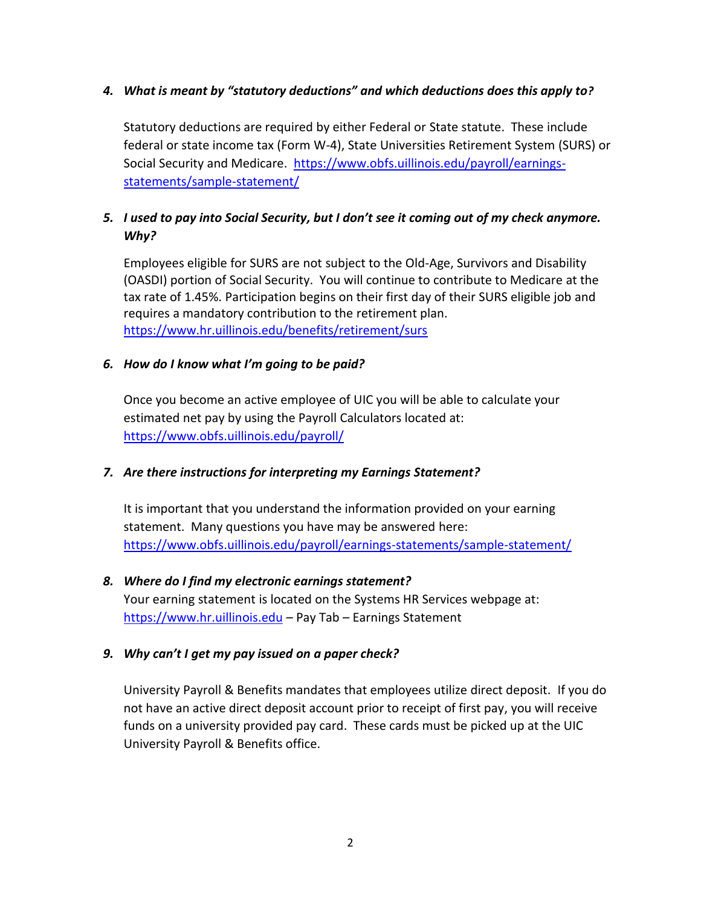4. ***What is meant by "statutory deductions" and which deductions does this apply to?***

   Statutory deductions are required by either Federal or State statute. These include federal or state income tax (Form W-4), State Universities Retirement System (SURS) or Social Security and Medicare. [https://www.obfs.uillinois.edu/payroll/earnings-statements/sample-statement/](https://www.obfs.uillinois.edu/payroll/earnings-statements/sample-statement/)

5. ***I used to pay into Social Security, but I don't see it coming out of my check anymore. Why?***

   Employees eligible for SURS are not subject to the Old-Age, Survivors and Disability (OASDI) portion of Social Security. You will continue to contribute to Medicare at the tax rate of 1.45%. Participation begins on their first day of their SURS eligible job and requires a mandatory contribution to the retirement plan. [https://www.hr.uillinois.edu/benefits/retirement/surs](https://www.hr.uillinois.edu/benefits/retirement/surs)

6. ***How do I know what I'm going to be paid?***

   Once you become an active employee of UIC you will be able to calculate your estimated net pay by using the Payroll Calculators located at: [https://www.obfs.uillinois.edu/payroll/](https://www.obfs.uillinois.edu/payroll/)

7. ***Are there instructions for interpreting my Earnings Statement?***

   It is important that you understand the information provided on your earning statement. Many questions you have may be answered here: [https://www.obfs.uillinois.edu/payroll/earnings-statements/sample-statement/](https://www.obfs.uillinois.edu/payroll/earnings-statements/sample-statement/)

8. ***Where do I find my electronic earnings statement?***

   Your earning statement is located on the Systems HR Services webpage at: [https://www.hr.uillinois.edu](https://www.hr.uillinois.edu) – Pay Tab – Earnings Statement

9. ***Why can't I get my pay issued on a paper check?***

   University Payroll & Benefits mandates that employees utilize direct deposit. If you do not have an active direct deposit account prior to receipt of first pay, you will receive funds on a university provided pay card. These cards must be picked up at the UIC University Payroll & Benefits office.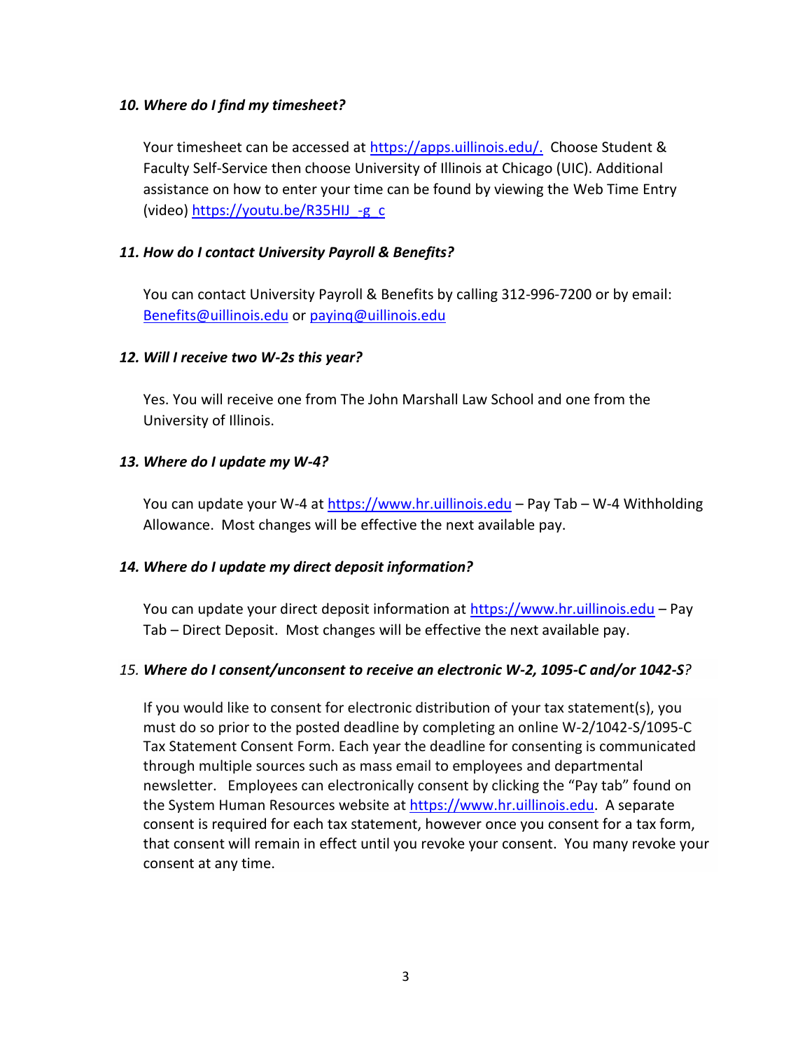***10. Where do I find my timesheet?***

Your timesheet can be accessed at https://apps.uillinois.edu/. Choose Student & Faculty Self-Service then choose University of Illinois at Chicago (UIC). Additional assistance on how to enter your time can be found by viewing the Web Time Entry (video) https://youtu.be/R35HIJ_-g_c

***11. How do I contact University Payroll & Benefits?***

You can contact University Payroll & Benefits by calling 312-996-7200 or by email: Benefits@uillinois.edu or payinq@uillinois.edu

***12. Will I receive two W-2s this year?***

Yes. You will receive one from The John Marshall Law School and one from the University of Illinois.

***13. Where do I update my W-4?***

You can update your W-4 at https://www.hr.uillinois.edu – Pay Tab – W-4 Withholding Allowance. Most changes will be effective the next available pay.

***14. Where do I update my direct deposit information?***

You can update your direct deposit information at https://www.hr.uillinois.edu – Pay Tab – Direct Deposit. Most changes will be effective the next available pay.

*15.* ***Where do I consent/unconsent to receive an electronic W-2, 1095-C and/or 1042-S****?*

If you would like to consent for electronic distribution of your tax statement(s), you must do so prior to the posted deadline by completing an online W-2/1042-S/1095-C Tax Statement Consent Form. Each year the deadline for consenting is communicated through multiple sources such as mass email to employees and departmental newsletter. Employees can electronically consent by clicking the "Pay tab" found on the System Human Resources website at https://www.hr.uillinois.edu. A separate consent is required for each tax statement, however once you consent for a tax form, that consent will remain in effect until you revoke your consent. You many revoke your consent at any time.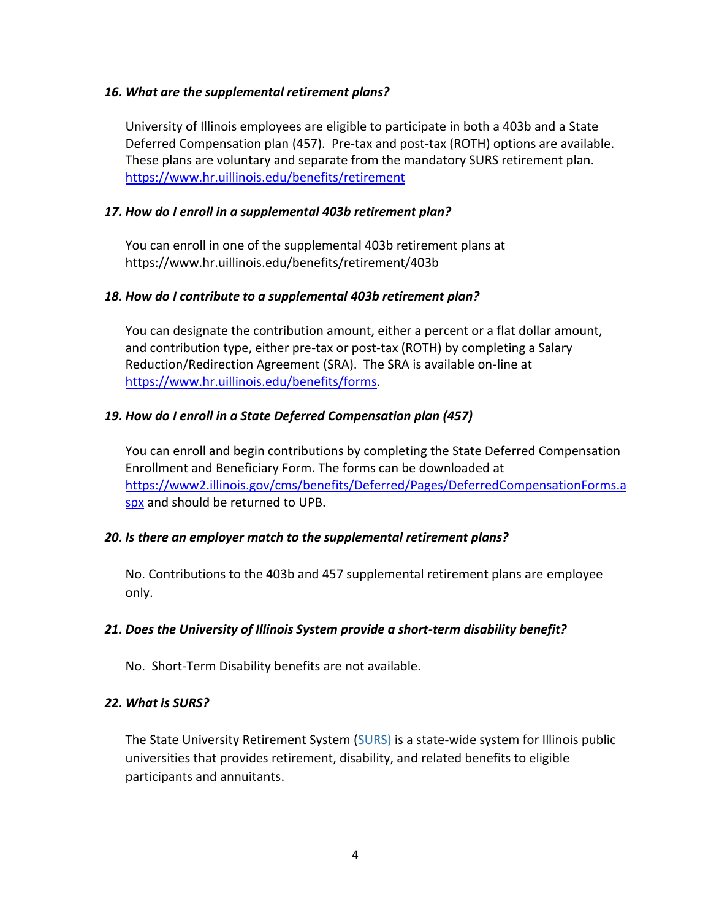### *16. What are the supplemental retirement plans?*

University of Illinois employees are eligible to participate in both a 403b and a State Deferred Compensation plan (457). Pre-tax and post-tax (ROTH) options are available. These plans are voluntary and separate from the mandatory SURS retirement plan. [https://www.hr.uillinois.edu/benefits/retirement](https://www.hr.uillinois.edu/benefits/retirement)

### *17. How do I enroll in a supplemental 403b retirement plan?*

You can enroll in one of the supplemental 403b retirement plans at https://www.hr.uillinois.edu/benefits/retirement/403b

### *18. How do I contribute to a supplemental 403b retirement plan?*

You can designate the contribution amount, either a percent or a flat dollar amount, and contribution type, either pre-tax or post-tax (ROTH) by completing a Salary Reduction/Redirection Agreement (SRA). The SRA is available on-line at [https://www.hr.uillinois.edu/benefits/forms](https://www.hr.uillinois.edu/benefits/forms).

### *19. How do I enroll in a State Deferred Compensation plan (457)*

You can enroll and begin contributions by completing the State Deferred Compensation Enrollment and Beneficiary Form. The forms can be downloaded at [https://www2.illinois.gov/cms/benefits/Deferred/Pages/DeferredCompensationForms.aspx](https://www2.illinois.gov/cms/benefits/Deferred/Pages/DeferredCompensationForms.aspx) and should be returned to UPB.

### *20. Is there an employer match to the supplemental retirement plans?*

No. Contributions to the 403b and 457 supplemental retirement plans are employee only.

### *21. Does the University of Illinois System provide a short-term disability benefit?*

No. Short-Term Disability benefits are not available.

### *22. What is SURS?*

The State University Retirement System (SURS) is a state-wide system for Illinois public universities that provides retirement, disability, and related benefits to eligible participants and annuitants.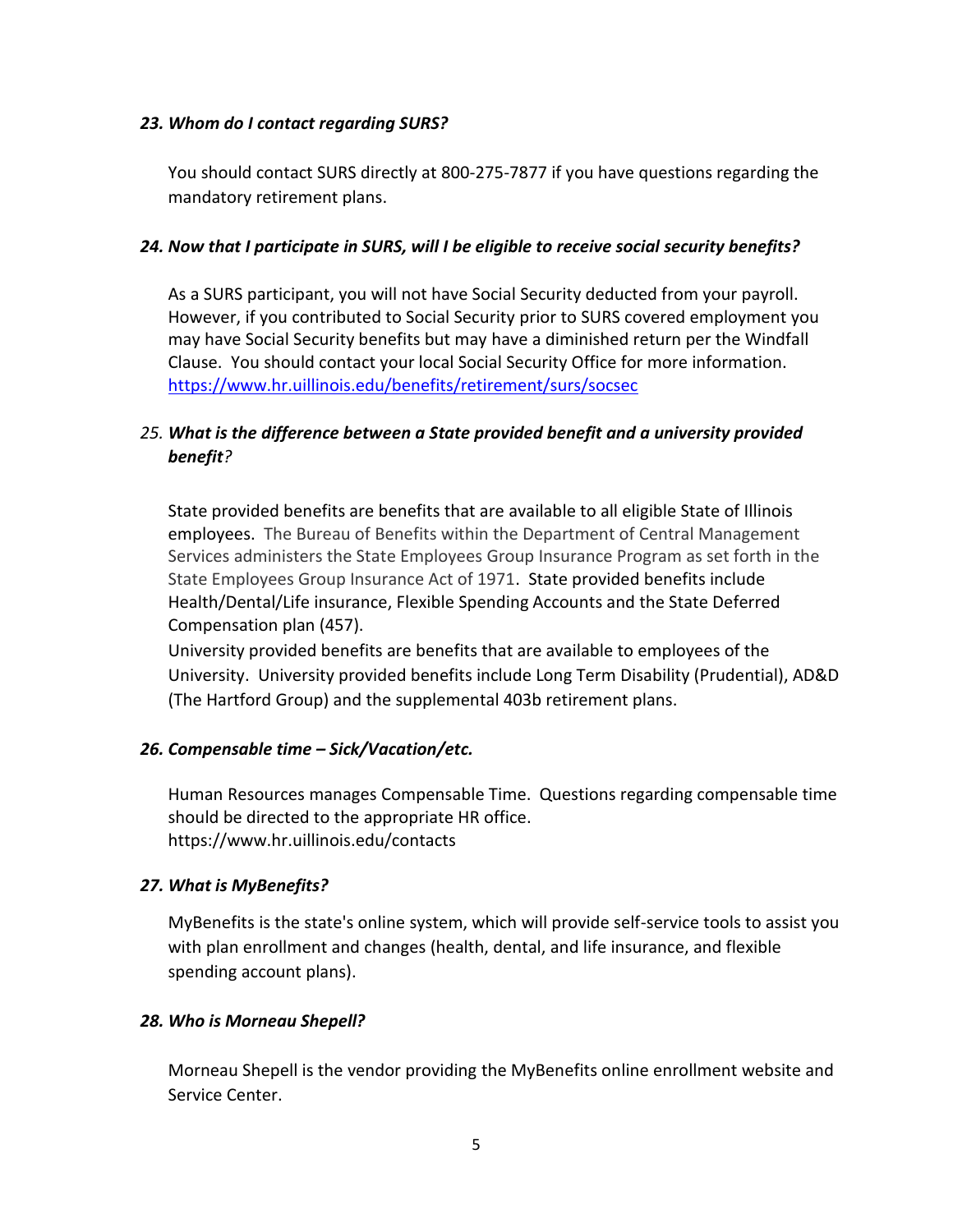***23. Whom do I contact regarding SURS?***

You should contact SURS directly at 800-275-7877 if you have questions regarding the mandatory retirement plans.

***24. Now that I participate in SURS, will I be eligible to receive social security benefits?***

As a SURS participant, you will not have Social Security deducted from your payroll. However, if you contributed to Social Security prior to SURS covered employment you may have Social Security benefits but may have a diminished return per the Windfall Clause. You should contact your local Social Security Office for more information. https://www.hr.uillinois.edu/benefits/retirement/surs/socsec

*25. **What is the difference between a State provided benefit and a university provided benefit**?*

State provided benefits are benefits that are available to all eligible State of Illinois employees. The Bureau of Benefits within the Department of Central Management Services administers the State Employees Group Insurance Program as set forth in the State Employees Group Insurance Act of 1971. State provided benefits include Health/Dental/Life insurance, Flexible Spending Accounts and the State Deferred Compensation plan (457).

University provided benefits are benefits that are available to employees of the University. University provided benefits include Long Term Disability (Prudential), AD&D (The Hartford Group) and the supplemental 403b retirement plans.

***26. Compensable time – Sick/Vacation/etc.***

Human Resources manages Compensable Time. Questions regarding compensable time should be directed to the appropriate HR office.
https://www.hr.uillinois.edu/contacts

***27. What is MyBenefits?***

MyBenefits is the state's online system, which will provide self-service tools to assist you with plan enrollment and changes (health, dental, and life insurance, and flexible spending account plans).

***28. Who is Morneau Shepell?***

Morneau Shepell is the vendor providing the MyBenefits online enrollment website and Service Center.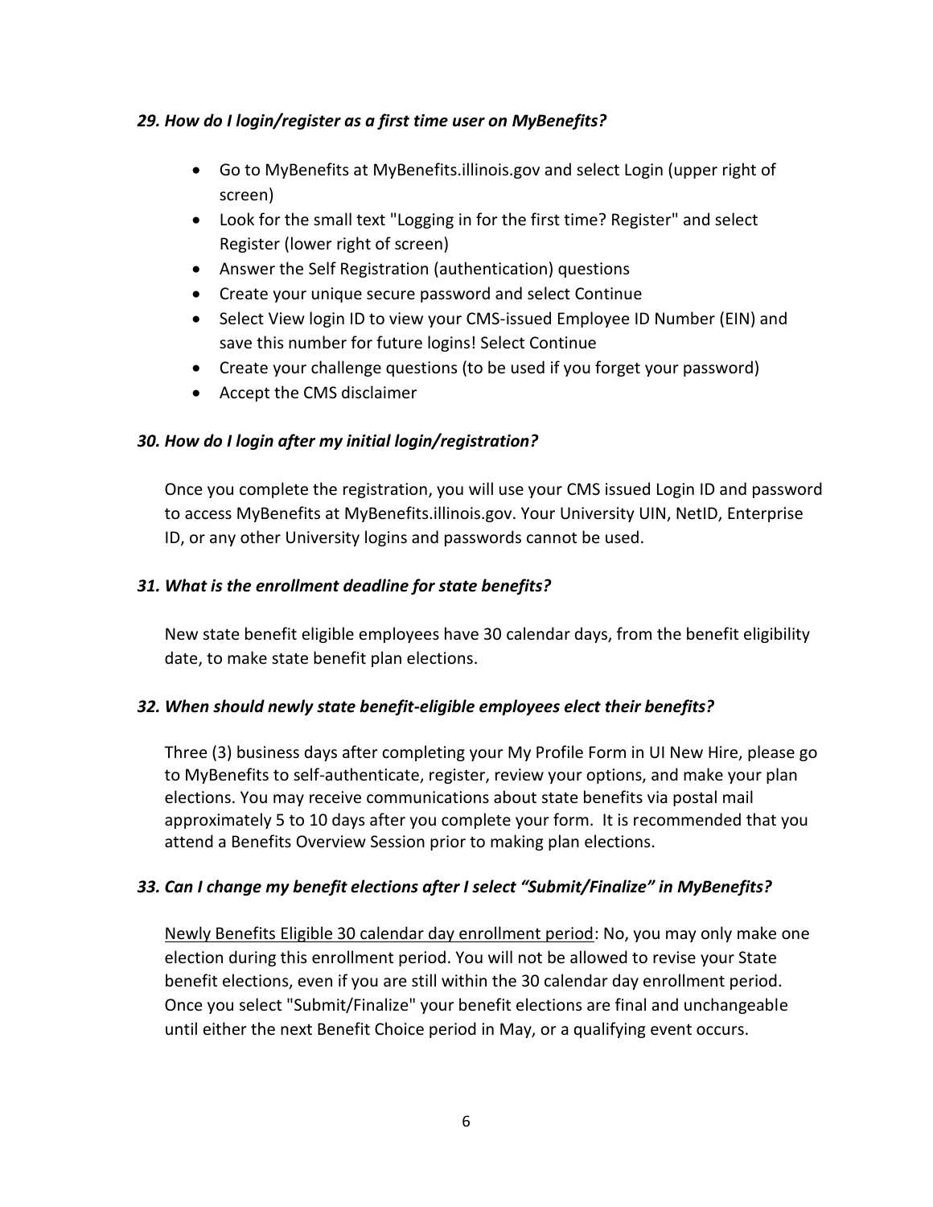***29. How do I login/register as a first time user on MyBenefits?***

- Go to MyBenefits at MyBenefits.illinois.gov and select Login (upper right of screen)
- Look for the small text "Logging in for the first time? Register" and select Register (lower right of screen)
- Answer the Self Registration (authentication) questions
- Create your unique secure password and select Continue
- Select View login ID to view your CMS-issued Employee ID Number (EIN) and save this number for future logins! Select Continue
- Create your challenge questions (to be used if you forget your password)
- Accept the CMS disclaimer

***30. How do I login after my initial login/registration?***

Once you complete the registration, you will use your CMS issued Login ID and password to access MyBenefits at MyBenefits.illinois.gov. Your University UIN, NetID, Enterprise ID, or any other University logins and passwords cannot be used.

***31. What is the enrollment deadline for state benefits?***

New state benefit eligible employees have 30 calendar days, from the benefit eligibility date, to make state benefit plan elections.

***32. When should newly state benefit-eligible employees elect their benefits?***

Three (3) business days after completing your My Profile Form in UI New Hire, please go to MyBenefits to self-authenticate, register, review your options, and make your plan elections. You may receive communications about state benefits via postal mail approximately 5 to 10 days after you complete your form. It is recommended that you attend a Benefits Overview Session prior to making plan elections.

***33. Can I change my benefit elections after I select "Submit/Finalize" in MyBenefits?***

<u>Newly Benefits Eligible 30 calendar day enrollment period</u>: No, you may only make one election during this enrollment period. You will not be allowed to revise your State benefit elections, even if you are still within the 30 calendar day enrollment period. Once you select "Submit/Finalize" your benefit elections are final and unchangeable until either the next Benefit Choice period in May, or a qualifying event occurs.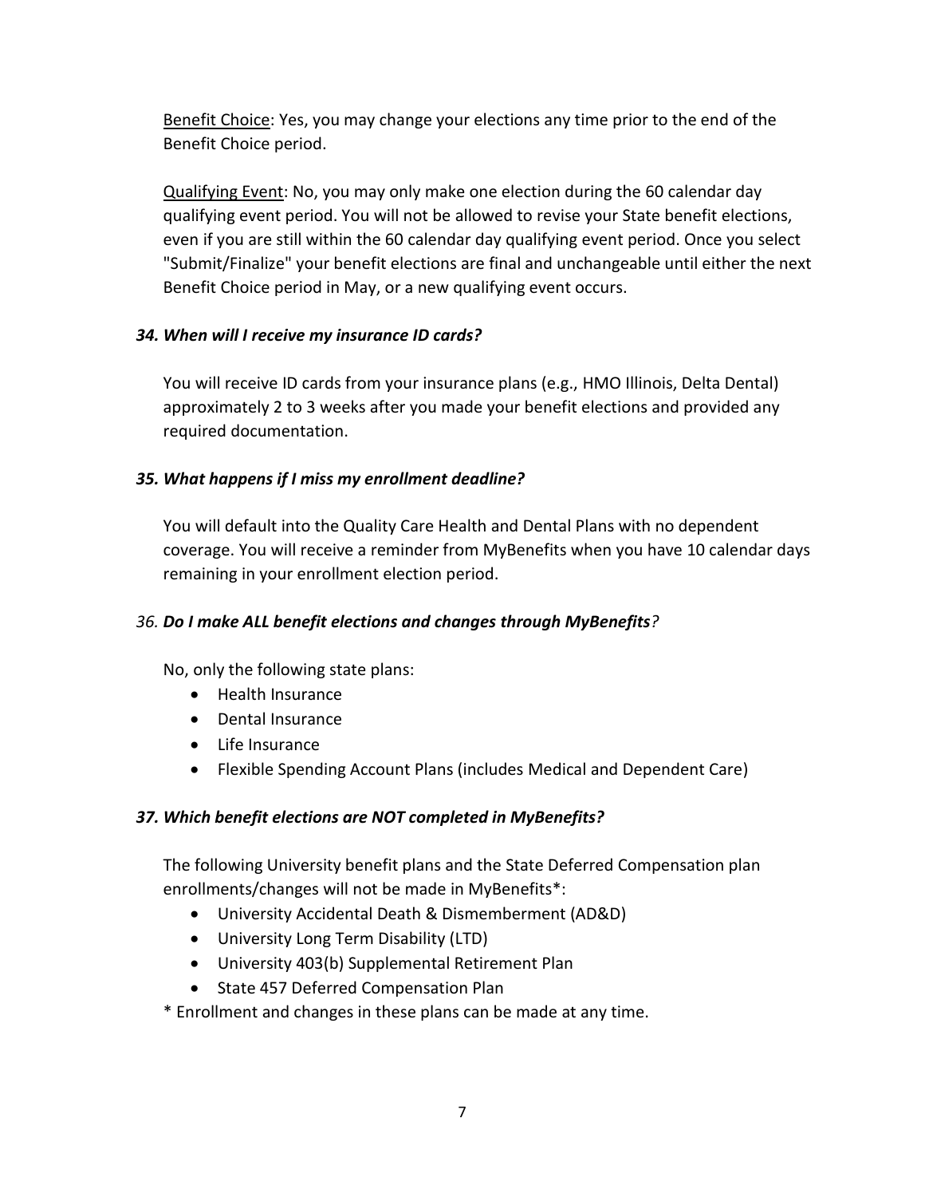<u>Benefit Choice</u>: Yes, you may change your elections any time prior to the end of the Benefit Choice period.

<u>Qualifying Event</u>: No, you may only make one election during the 60 calendar day qualifying event period. You will not be allowed to revise your State benefit elections, even if you are still within the 60 calendar day qualifying event period. Once you select "Submit/Finalize" your benefit elections are final and unchangeable until either the next Benefit Choice period in May, or a new qualifying event occurs.

### *34. When will I receive my insurance ID cards?*

You will receive ID cards from your insurance plans (e.g., HMO Illinois, Delta Dental) approximately 2 to 3 weeks after you made your benefit elections and provided any required documentation.

### *35. What happens if I miss my enrollment deadline?*

You will default into the Quality Care Health and Dental Plans with no dependent coverage. You will receive a reminder from MyBenefits when you have 10 calendar days remaining in your enrollment election period.

### *36. Do I make ALL benefit elections and changes through MyBenefits?*

No, only the following state plans:

- Health Insurance
- Dental Insurance
- Life Insurance
- Flexible Spending Account Plans (includes Medical and Dependent Care)

### *37. Which benefit elections are NOT completed in MyBenefits?*

The following University benefit plans and the State Deferred Compensation plan enrollments/changes will not be made in MyBenefits*:

- University Accidental Death & Dismemberment (AD&D)
- University Long Term Disability (LTD)
- University 403(b) Supplemental Retirement Plan
- State 457 Deferred Compensation Plan

* Enrollment and changes in these plans can be made at any time.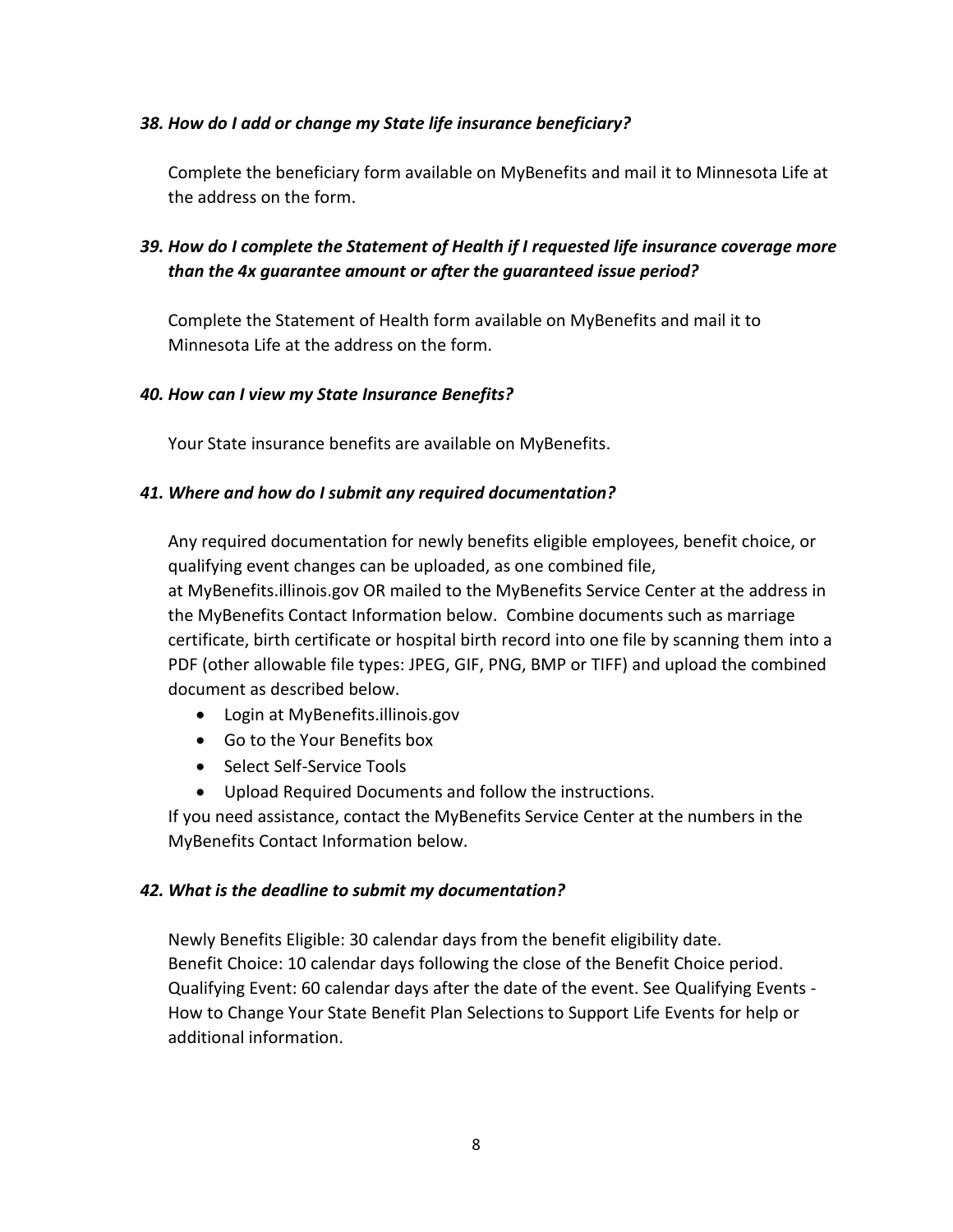### *38. How do I add or change my State life insurance beneficiary?*

Complete the beneficiary form available on MyBenefits and mail it to Minnesota Life at the address on the form.

### *39. How do I complete the Statement of Health if I requested life insurance coverage more than the 4x guarantee amount or after the guaranteed issue period?*

Complete the Statement of Health form available on MyBenefits and mail it to Minnesota Life at the address on the form.

### *40. How can I view my State Insurance Benefits?*

Your State insurance benefits are available on MyBenefits.

### *41. Where and how do I submit any required documentation?*

Any required documentation for newly benefits eligible employees, benefit choice, or qualifying event changes can be uploaded, as one combined file, at MyBenefits.illinois.gov OR mailed to the MyBenefits Service Center at the address in the MyBenefits Contact Information below. Combine documents such as marriage certificate, birth certificate or hospital birth record into one file by scanning them into a PDF (other allowable file types: JPEG, GIF, PNG, BMP or TIFF) and upload the combined document as described below.

- Login at MyBenefits.illinois.gov
- Go to the Your Benefits box
- Select Self-Service Tools
- Upload Required Documents and follow the instructions.

If you need assistance, contact the MyBenefits Service Center at the numbers in the MyBenefits Contact Information below.

### *42. What is the deadline to submit my documentation?*

Newly Benefits Eligible: 30 calendar days from the benefit eligibility date.
Benefit Choice: 10 calendar days following the close of the Benefit Choice period.
Qualifying Event: 60 calendar days after the date of the event. See Qualifying Events - How to Change Your State Benefit Plan Selections to Support Life Events for help or additional information.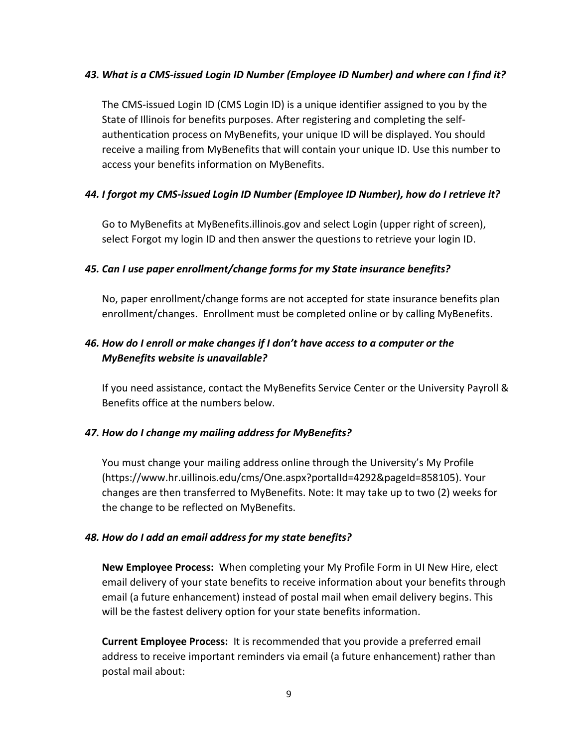### *43. What is a CMS-issued Login ID Number (Employee ID Number) and where can I find it?*

The CMS-issued Login ID (CMS Login ID) is a unique identifier assigned to you by the State of Illinois for benefits purposes. After registering and completing the self-authentication process on MyBenefits, your unique ID will be displayed. You should receive a mailing from MyBenefits that will contain your unique ID. Use this number to access your benefits information on MyBenefits.

### *44. I forgot my CMS-issued Login ID Number (Employee ID Number), how do I retrieve it?*

Go to MyBenefits at MyBenefits.illinois.gov and select Login (upper right of screen), select Forgot my login ID and then answer the questions to retrieve your login ID.

### *45. Can I use paper enrollment/change forms for my State insurance benefits?*

No, paper enrollment/change forms are not accepted for state insurance benefits plan enrollment/changes. Enrollment must be completed online or by calling MyBenefits.

### *46. How do I enroll or make changes if I don't have access to a computer or the MyBenefits website is unavailable?*

If you need assistance, contact the MyBenefits Service Center or the University Payroll & Benefits office at the numbers below.

### *47. How do I change my mailing address for MyBenefits?*

You must change your mailing address online through the University's My Profile (https://www.hr.uillinois.edu/cms/One.aspx?portalId=4292&pageId=858105). Your changes are then transferred to MyBenefits. Note: It may take up to two (2) weeks for the change to be reflected on MyBenefits.

### *48. How do I add an email address for my state benefits?*

**New Employee Process:** When completing your My Profile Form in UI New Hire, elect email delivery of your state benefits to receive information about your benefits through email (a future enhancement) instead of postal mail when email delivery begins. This will be the fastest delivery option for your state benefits information.

**Current Employee Process:** It is recommended that you provide a preferred email address to receive important reminders via email (a future enhancement) rather than postal mail about: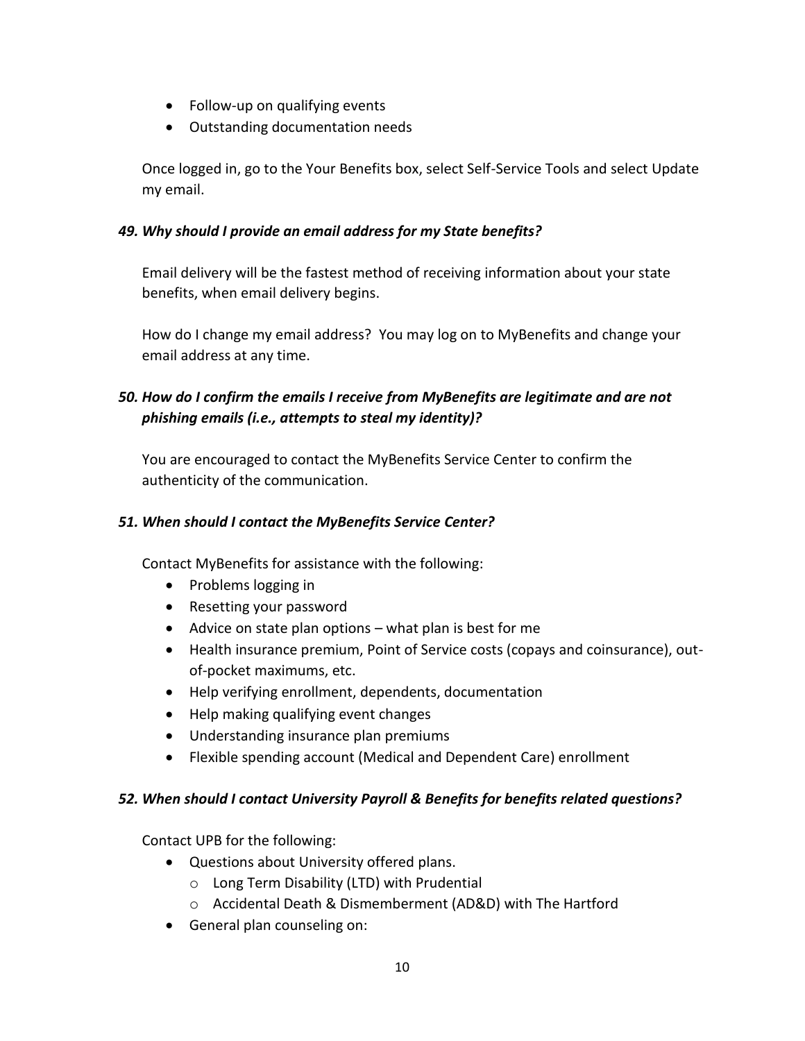- Follow-up on qualifying events
- Outstanding documentation needs

Once logged in, go to the Your Benefits box, select Self-Service Tools and select Update my email.

### *49. Why should I provide an email address for my State benefits?*

Email delivery will be the fastest method of receiving information about your state benefits, when email delivery begins.

How do I change my email address? You may log on to MyBenefits and change your email address at any time.

### *50. How do I confirm the emails I receive from MyBenefits are legitimate and are not phishing emails (i.e., attempts to steal my identity)?*

You are encouraged to contact the MyBenefits Service Center to confirm the authenticity of the communication.

### *51. When should I contact the MyBenefits Service Center?*

Contact MyBenefits for assistance with the following:

- Problems logging in
- Resetting your password
- Advice on state plan options – what plan is best for me
- Health insurance premium, Point of Service costs (copays and coinsurance), out-of-pocket maximums, etc.
- Help verifying enrollment, dependents, documentation
- Help making qualifying event changes
- Understanding insurance plan premiums
- Flexible spending account (Medical and Dependent Care) enrollment

### *52. When should I contact University Payroll & Benefits for benefits related questions?*

Contact UPB for the following:

- Questions about University offered plans.
  - Long Term Disability (LTD) with Prudential
  - Accidental Death & Dismemberment (AD&D) with The Hartford
- General plan counseling on: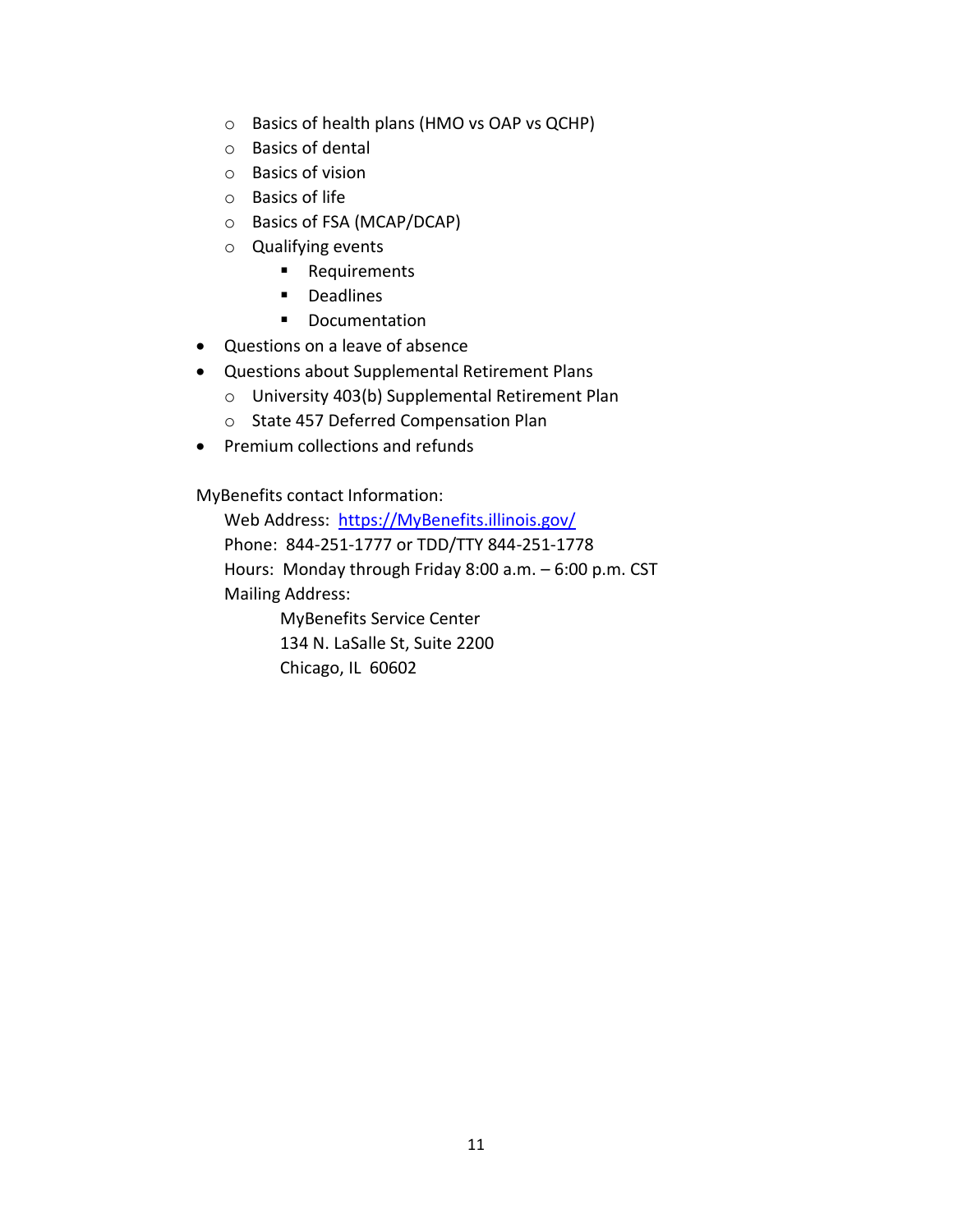- Basics of health plans (HMO vs OAP vs QCHP)
  - Basics of dental
  - Basics of vision
  - Basics of life
  - Basics of FSA (MCAP/DCAP)
  - Qualifying events
    - Requirements
    - Deadlines
    - Documentation
- Questions on a leave of absence
- Questions about Supplemental Retirement Plans
  - University 403(b) Supplemental Retirement Plan
  - State 457 Deferred Compensation Plan
- Premium collections and refunds

MyBenefits contact Information:

Web Address: [https://MyBenefits.illinois.gov/](https://MyBenefits.illinois.gov/)  
Phone: 844-251-1777 or TDD/TTY 844-251-1778  
Hours: Monday through Friday 8:00 a.m. – 6:00 p.m. CST  
Mailing Address:

MyBenefits Service Center  
134 N. LaSalle St, Suite 2200  
Chicago, IL 60602